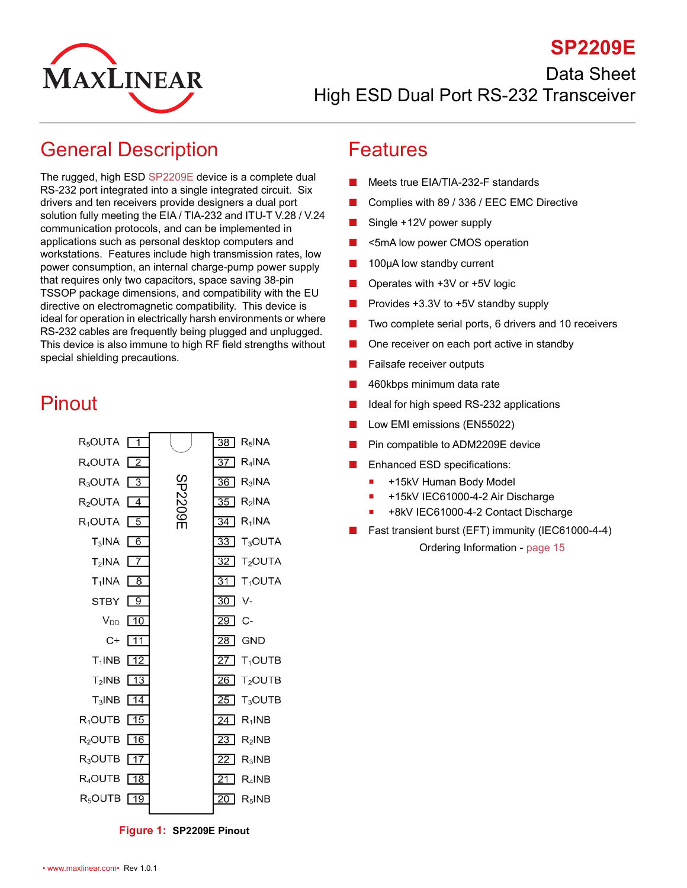# SP2209E

Data Sheet

High ESD Dual Port RS-232 Transceiver

## General Description

The rugged, high ESD SP2209E device is a complete dual RS-232 port integrated into a single integrated circuit. Six drivers and ten receivers provide designers a dual port solution fully meeting the EIA / TIA-232 and ITU-T V.28 / V.24 communication protocols, and can be implemented in applications such as personal desktop computers and workstations. Features include high transmission rates, low power consumption, an internal charge-pump power supply that requires only two capacitors, space saving 38-pin TSSOP package dimensions, and compatibility with the EU directive on electromagnetic compatibility. This device is ideal for operation in electrically harsh environments or where RS-232 cables are frequently being plugged and unplugged. This device is also immune to high RF field strengths without special shielding precautions.

## Pinout

| Pin | Name | Pin | Name |
|---|---|---|---|
| 1 | $R_5$OUTA | 38 | $R_5$INA |
| 2 | $R_4$OUTA | 37 | $R_4$INA |
| 3 | $R_3$OUTA | 36 | $R_3$INA |
| 4 | $R_2$OUTA | 35 | $R_2$INA |
| 5 | $R_1$OUTA | 34 | $R_1$INA |
| 6 | $T_3$INA | 33 | $T_3$OUTA |
| 7 | $T_2$INA | 32 | $T_2$OUTA |
| 8 | $T_1$INA | 31 | $T_1$OUTA |
| 9 | STBY | 30 | V- |
| 10 | $V_{DD}$ | 29 | C- |
| 11 | C+ | 28 | GND |
| 12 | $T_1$INB | 27 | $T_1$OUTB |
| 13 | $T_2$INB | 26 | $T_2$OUTB |
| 14 | $T_3$INB | 25 | $T_3$OUTB |
| 15 | $R_1$OUTB | 24 | $R_1$INB |
| 16 | $R_2$OUTB | 23 | $R_2$INB |
| 17 | $R_3$OUTB | 22 | $R_3$INB |
| 18 | $R_4$OUTB | 21 | $R_4$INB |
| 19 | $R_5$OUTB | 20 | $R_5$INB |

**Figure 1: SP2209E Pinout**

## Features

- Meets true EIA/TIA-232-F standards
- Complies with 89 / 336 / EEC EMC Directive
- Single +12V power supply
- <5mA low power CMOS operation
- 100µA low standby current
- Operates with +3V or +5V logic
- Provides +3.3V to +5V standby supply
- Two complete serial ports, 6 drivers and 10 receivers
- One receiver on each port active in standby
- Failsafe receiver outputs
- 460kbps minimum data rate
- Ideal for high speed RS-232 applications
- Low EMI emissions (EN55022)
- Pin compatible to ADM2209E device
- Enhanced ESD specifications:
  - +15kV Human Body Model
  - +15kV IEC61000-4-2 Air Discharge
  - +8kV IEC61000-4-2 Contact Discharge
- Fast transient burst (EFT) immunity (IEC61000-4-4)

Ordering Information - page 15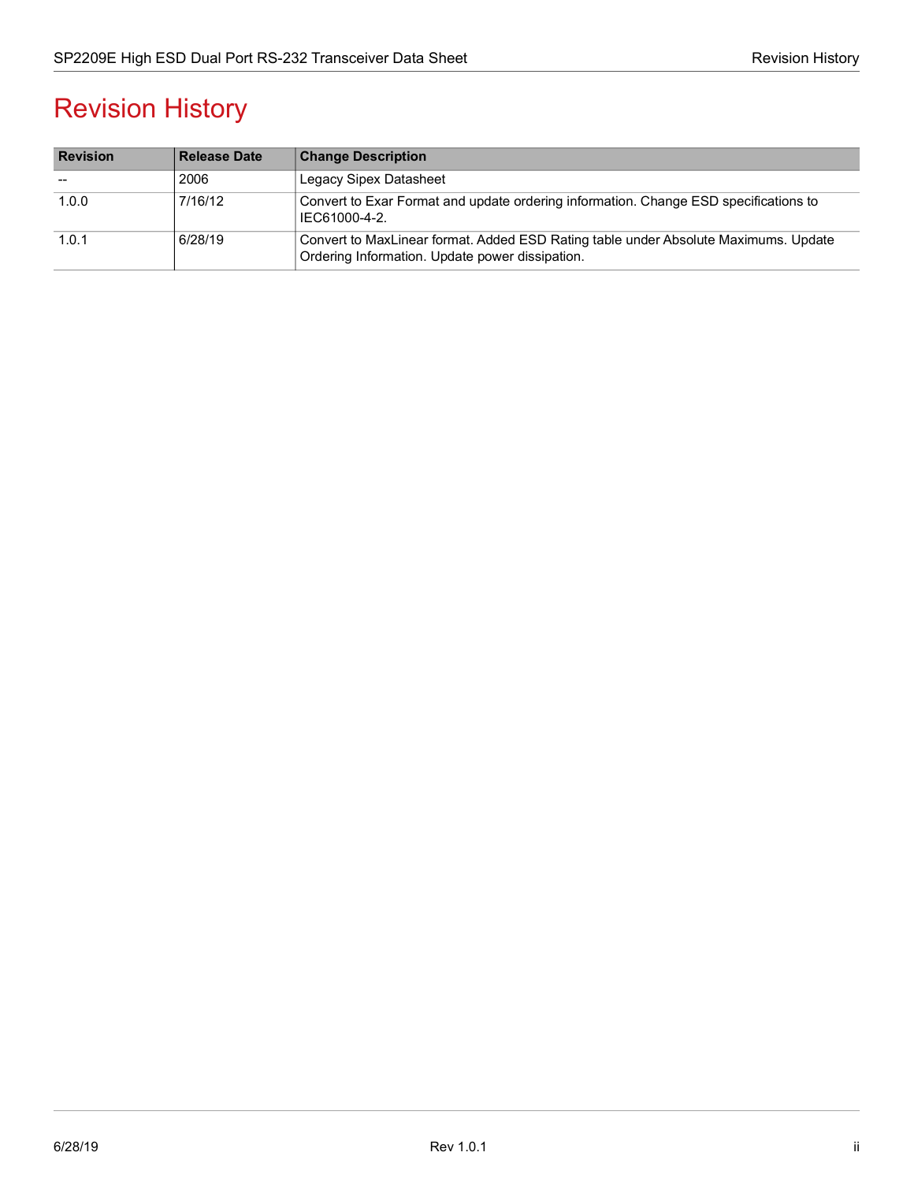# Revision History

| Revision | Release Date | Change Description |
|---|---|---|
| -- | 2006 | Legacy Sipex Datasheet |
| 1.0.0 | 7/16/12 | Convert to Exar Format and update ordering information. Change ESD specifications to IEC61000-4-2. |
| 1.0.1 | 6/28/19 | Convert to MaxLinear format. Added ESD Rating table under Absolute Maximums. Update Ordering Information. Update power dissipation. |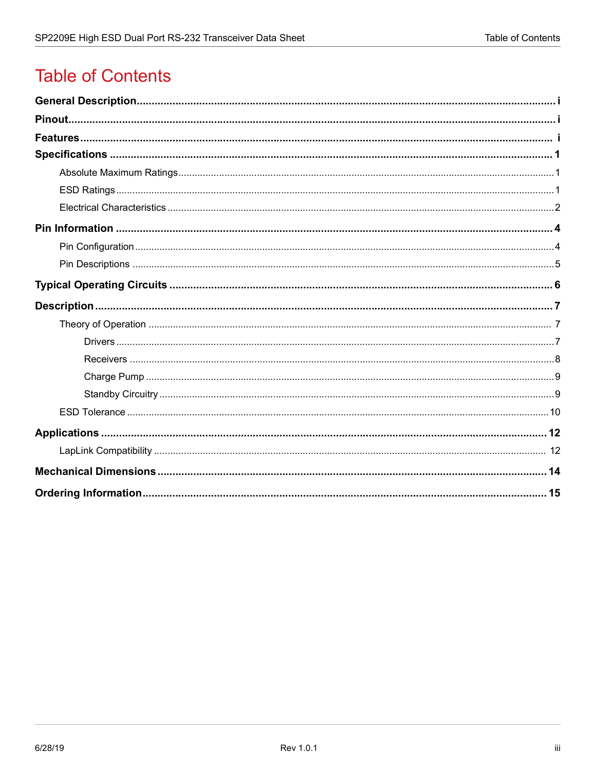# Table of Contents

**General Description** ........................................ i

**Pinout** ........................................ i

**Features** ........................................ i

**Specifications** ........................................ 1

- Absolute Maximum Ratings ........................................ 1
- ESD Ratings ........................................ 1
- Electrical Characteristics ........................................ 2

**Pin Information** ........................................ 4

- Pin Configuration ........................................ 4
- Pin Descriptions ........................................ 5

**Typical Operating Circuits** ........................................ 6

**Description** ........................................ 7

- Theory of Operation ........................................ 7
  - Drivers ........................................ 7
  - Receivers ........................................ 8
  - Charge Pump ........................................ 9
  - Standby Circuitry ........................................ 9
- ESD Tolerance ........................................ 10

**Applications** ........................................ 12

- LapLink Compatibility ........................................ 12

**Mechanical Dimensions** ........................................ 14

**Ordering Information** ........................................ 15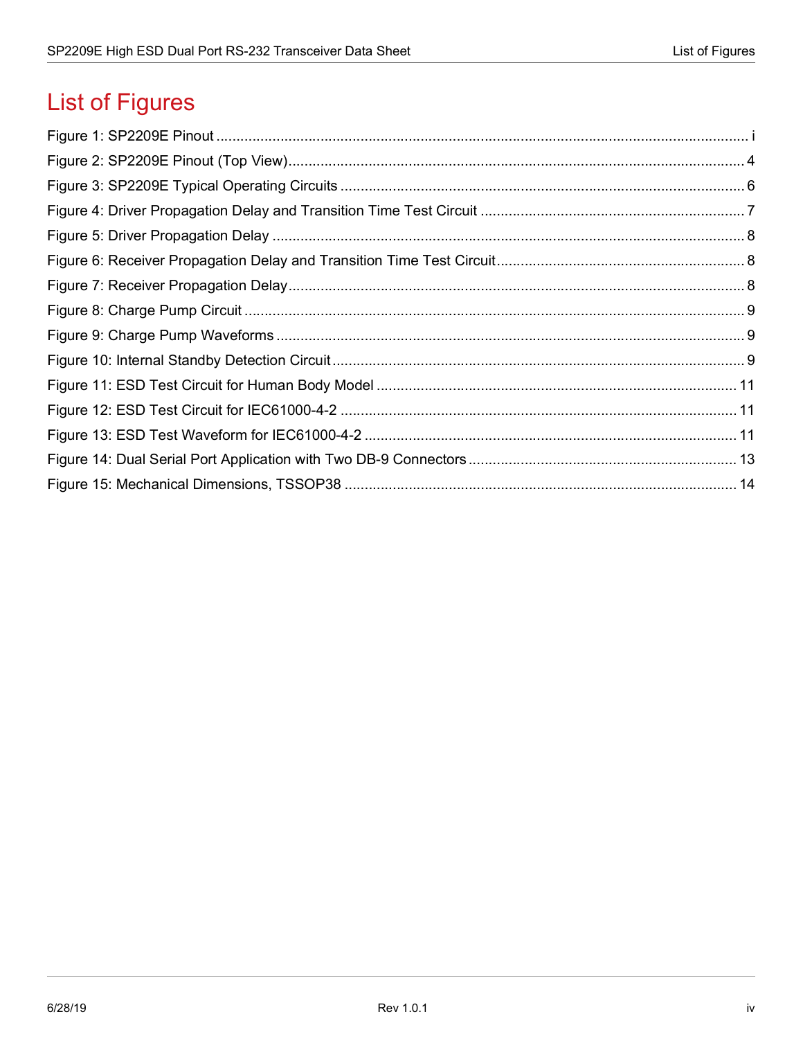# List of Figures

Figure 1: SP2209E Pinout ........................................................................................................... i
Figure 2: SP2209E Pinout (Top View) .......................................................................................... 4
Figure 3: SP2209E Typical Operating Circuits ............................................................................. 6
Figure 4: Driver Propagation Delay and Transition Time Test Circuit .......................................... 7
Figure 5: Driver Propagation Delay .............................................................................................. 8
Figure 6: Receiver Propagation Delay and Transition Time Test Circuit ...................................... 8
Figure 7: Receiver Propagation Delay .......................................................................................... 8
Figure 8: Charge Pump Circuit ..................................................................................................... 9
Figure 9: Charge Pump Waveforms .............................................................................................. 9
Figure 10: Internal Standby Detection Circuit ............................................................................... 9
Figure 11: ESD Test Circuit for Human Body Model .................................................................. 11
Figure 12: ESD Test Circuit for IEC61000-4-2 ........................................................................... 11
Figure 13: ESD Test Waveform for IEC61000-4-2 ..................................................................... 11
Figure 14: Dual Serial Port Application with Two DB-9 Connectors .......................................... 13
Figure 15: Mechanical Dimensions, TSSOP38 .......................................................................... 14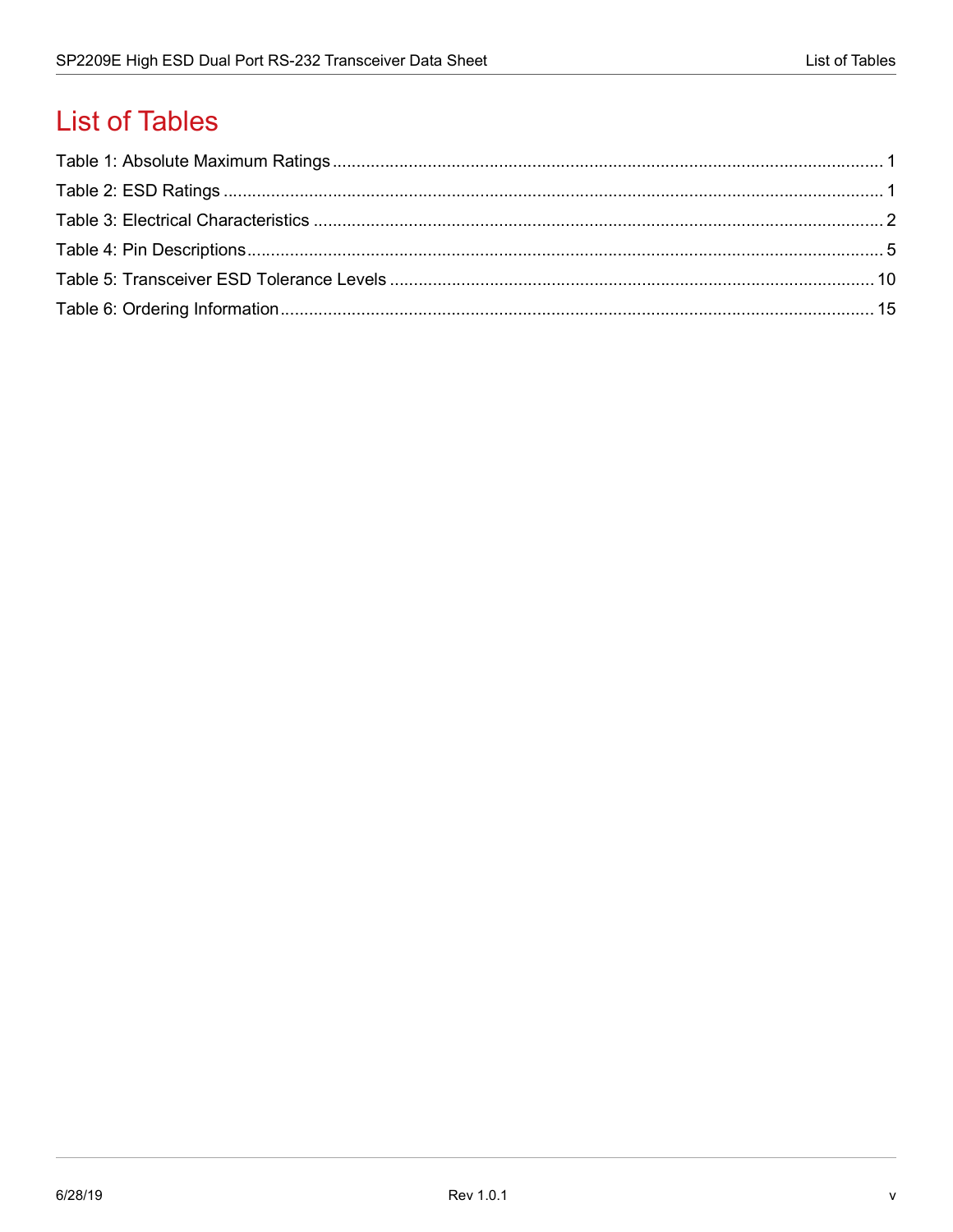# List of Tables

Table 1: Absolute Maximum Ratings .......... 1

Table 2: ESD Ratings .......... 1

Table 3: Electrical Characteristics .......... 2

Table 4: Pin Descriptions .......... 5

Table 5: Transceiver ESD Tolerance Levels .......... 10

Table 6: Ordering Information .......... 15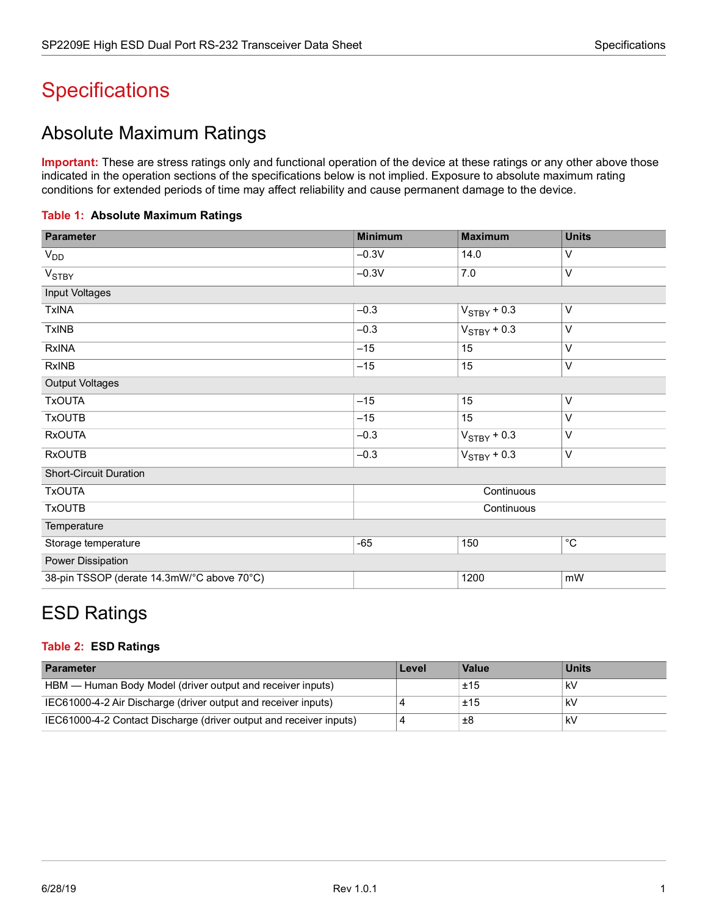# Specifications

## Absolute Maximum Ratings

**Important:** These are stress ratings only and functional operation of the device at these ratings or any other above those indicated in the operation sections of the specifications below is not implied. Exposure to absolute maximum rating conditions for extended periods of time may affect reliability and cause permanent damage to the device.

**Table 1: Absolute Maximum Ratings**

| Parameter | Minimum | Maximum | Units |
|---|---|---|---|
| $V_{DD}$ | –0.3V | 14.0 | V |
| $V_{STBY}$ | –0.3V | 7.0 | V |
| Input Voltages | | | |
| TxINA | –0.3 | $V_{STBY}$ + 0.3 | V |
| TxINB | –0.3 | $V_{STBY}$ + 0.3 | V |
| RxINA | –15 | 15 | V |
| RxINB | –15 | 15 | V |
| Output Voltages | | | |
| TxOUTA | –15 | 15 | V |
| TxOUTB | –15 | 15 | V |
| RxOUTA | –0.3 | $V_{STBY}$ + 0.3 | V |
| RxOUTB | –0.3 | $V_{STBY}$ + 0.3 | V |
| Short-Circuit Duration | | | |
| TxOUTA | Continuous | | |
| TxOUTB | Continuous | | |
| Temperature | | | |
| Storage temperature | -65 | 150 | °C |
| Power Dissipation | | | |
| 38-pin TSSOP (derate 14.3mW/°C above 70°C) | | 1200 | mW |

## ESD Ratings

**Table 2: ESD Ratings**

| Parameter | Level | Value | Units |
|---|---|---|---|
| HBM — Human Body Model (driver output and receiver inputs) | | ±15 | kV |
| IEC61000-4-2 Air Discharge (driver output and receiver inputs) | 4 | ±15 | kV |
| IEC61000-4-2 Contact Discharge (driver output and receiver inputs) | 4 | ±8 | kV |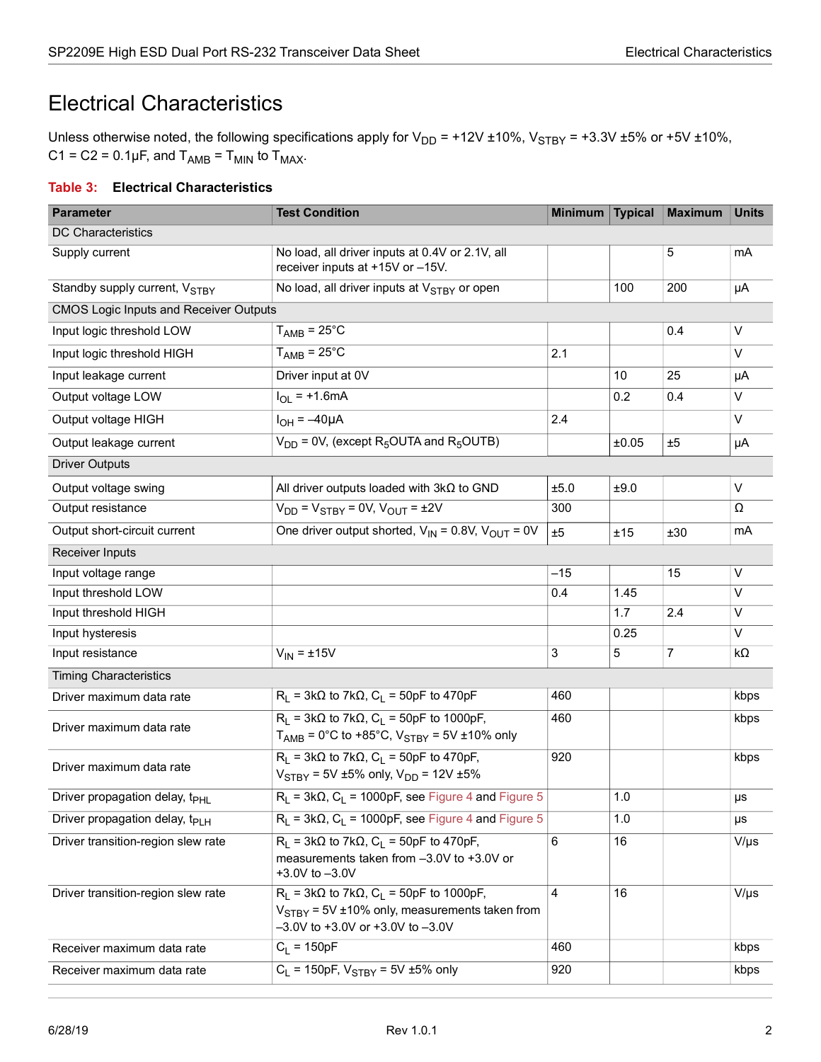# Electrical Characteristics

Unless otherwise noted, the following specifications apply for $V_{DD}$ = +12V ±10%, $V_{STBY}$ = +3.3V ±5% or +5V ±10%, C1 = C2 = 0.1µF, and $T_{AMB}$ = $T_{MIN}$ to $T_{MAX}$.

**Table 3: Electrical Characteristics**

| Parameter | Test Condition | Minimum | Typical | Maximum | Units |
|---|---|---|---|---|---|
| DC Characteristics | | | | | |
| Supply current | No load, all driver inputs at 0.4V or 2.1V, all receiver inputs at +15V or –15V. | | | 5 | mA |
| Standby supply current, $V_{STBY}$ | No load, all driver inputs at $V_{STBY}$ or open | | 100 | 200 | µA |
| CMOS Logic Inputs and Receiver Outputs | | | | | |
| Input logic threshold LOW | $T_{AMB}$ = 25°C | | | 0.4 | V |
| Input logic threshold HIGH | $T_{AMB}$ = 25°C | 2.1 | | | V |
| Input leakage current | Driver input at 0V | | 10 | 25 | µA |
| Output voltage LOW | $I_{OL}$ = +1.6mA | | 0.2 | 0.4 | V |
| Output voltage HIGH | $I_{OH}$ = –40µA | 2.4 | | | V |
| Output leakage current | $V_{DD}$ = 0V, (except $R_5$OUTA and $R_5$OUTB) | | ±0.05 | ±5 | µA |
| Driver Outputs | | | | | |
| Output voltage swing | All driver outputs loaded with 3kΩ to GND | ±5.0 | ±9.0 | | V |
| Output resistance | $V_{DD}$ = $V_{STBY}$ = 0V, $V_{OUT}$ = ±2V | 300 | | | Ω |
| Output short-circuit current | One driver output shorted, $V_{IN}$ = 0.8V, $V_{OUT}$ = 0V | ±5 | ±15 | ±30 | mA |
| Receiver Inputs | | | | | |
| Input voltage range | | –15 | | 15 | V |
| Input threshold LOW | | 0.4 | 1.45 | | V |
| Input threshold HIGH | | | 1.7 | 2.4 | V |
| Input hysteresis | | | 0.25 | | V |
| Input resistance | $V_{IN}$ = ±15V | 3 | 5 | 7 | kΩ |
| Timing Characteristics | | | | | |
| Driver maximum data rate | $R_L$ = 3kΩ to 7kΩ, $C_L$ = 50pF to 470pF | 460 | | | kbps |
| Driver maximum data rate | $R_L$ = 3kΩ to 7kΩ, $C_L$ = 50pF to 1000pF, $T_{AMB}$ = 0°C to +85°C, $V_{STBY}$ = 5V ±10% only | 460 | | | kbps |
| Driver maximum data rate | $R_L$ = 3kΩ to 7kΩ, $C_L$ = 50pF to 470pF, $V_{STBY}$ = 5V ±5% only, $V_{DD}$ = 12V ±5% | 920 | | | kbps |
| Driver propagation delay, $t_{PHL}$ | $R_L$ = 3kΩ, $C_L$ = 1000pF, see Figure 4 and Figure 5 | | 1.0 | | µs |
| Driver propagation delay, $t_{PLH}$ | $R_L$ = 3kΩ, $C_L$ = 1000pF, see Figure 4 and Figure 5 | | 1.0 | | µs |
| Driver transition-region slew rate | $R_L$ = 3kΩ to 7kΩ, $C_L$ = 50pF to 470pF, measurements taken from –3.0V to +3.0V or +3.0V to –3.0V | 6 | 16 | | V/µs |
| Driver transition-region slew rate | $R_L$ = 3kΩ to 7kΩ, $C_L$ = 50pF to 1000pF, $V_{STBY}$ = 5V ±10% only, measurements taken from –3.0V to +3.0V or +3.0V to –3.0V | 4 | 16 | | V/µs |
| Receiver maximum data rate | $C_L$ = 150pF | 460 | | | kbps |
| Receiver maximum data rate | $C_L$ = 150pF, $V_{STBY}$ = 5V ±5% only | 920 | | | kbps |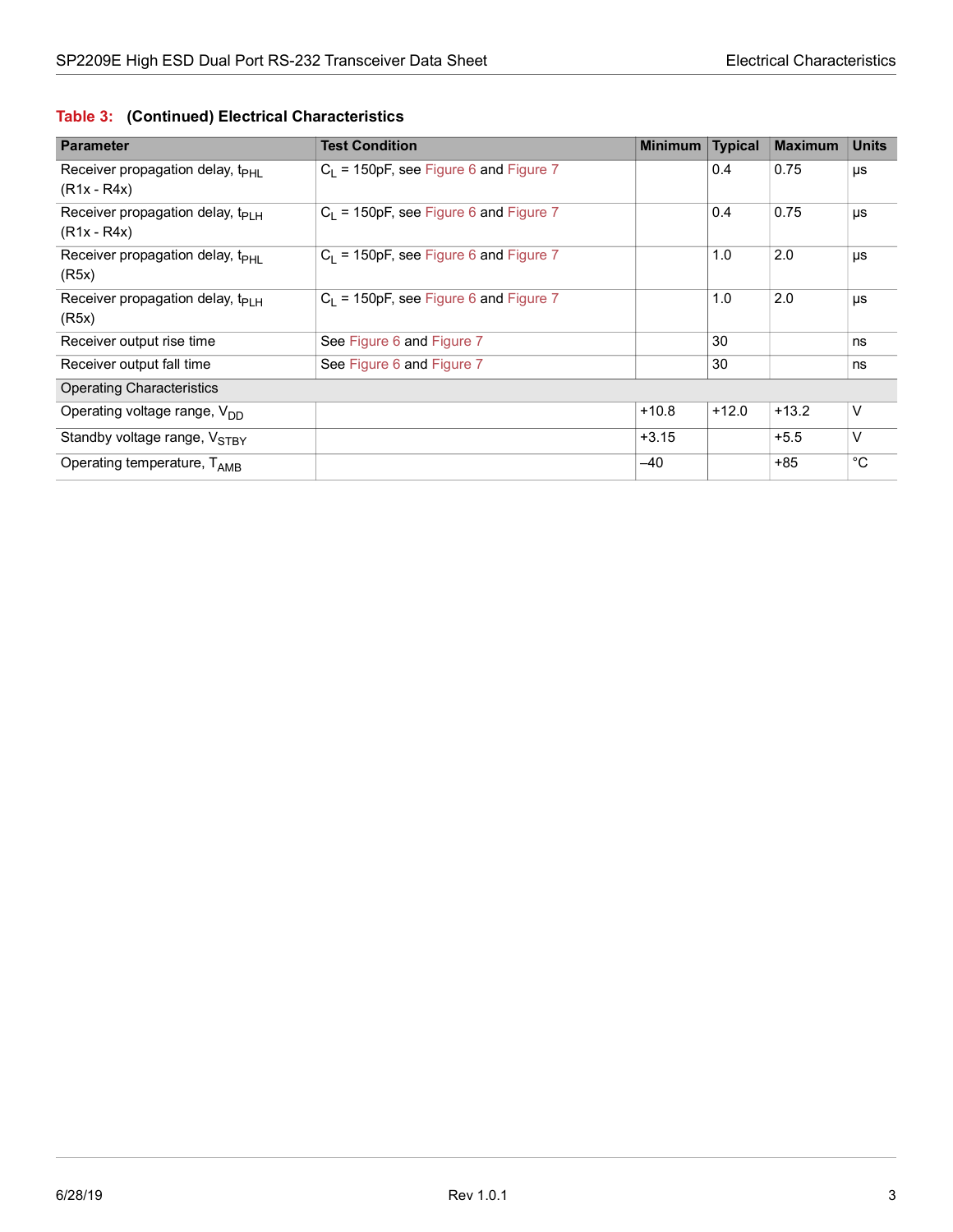**Table 3: (Continued) Electrical Characteristics**

| Parameter | Test Condition | Minimum | Typical | Maximum | Units |
|---|---|---|---|---|---|
| Receiver propagation delay, $t_{PHL}$ (R1x - R4x) | $C_L$ = 150pF, see Figure 6 and Figure 7 | | 0.4 | 0.75 | µs |
| Receiver propagation delay, $t_{PLH}$ (R1x - R4x) | $C_L$ = 150pF, see Figure 6 and Figure 7 | | 0.4 | 0.75 | µs |
| Receiver propagation delay, $t_{PHL}$ (R5x) | $C_L$ = 150pF, see Figure 6 and Figure 7 | | 1.0 | 2.0 | µs |
| Receiver propagation delay, $t_{PLH}$ (R5x) | $C_L$ = 150pF, see Figure 6 and Figure 7 | | 1.0 | 2.0 | µs |
| Receiver output rise time | See Figure 6 and Figure 7 | | 30 | | ns |
| Receiver output fall time | See Figure 6 and Figure 7 | | 30 | | ns |
| Operating Characteristics | | | | | |
| Operating voltage range, $V_{DD}$ | | +10.8 | +12.0 | +13.2 | V |
| Standby voltage range, $V_{STBY}$ | | +3.15 | | +5.5 | V |
| Operating temperature, $T_{AMB}$ | | –40 | | +85 | °C |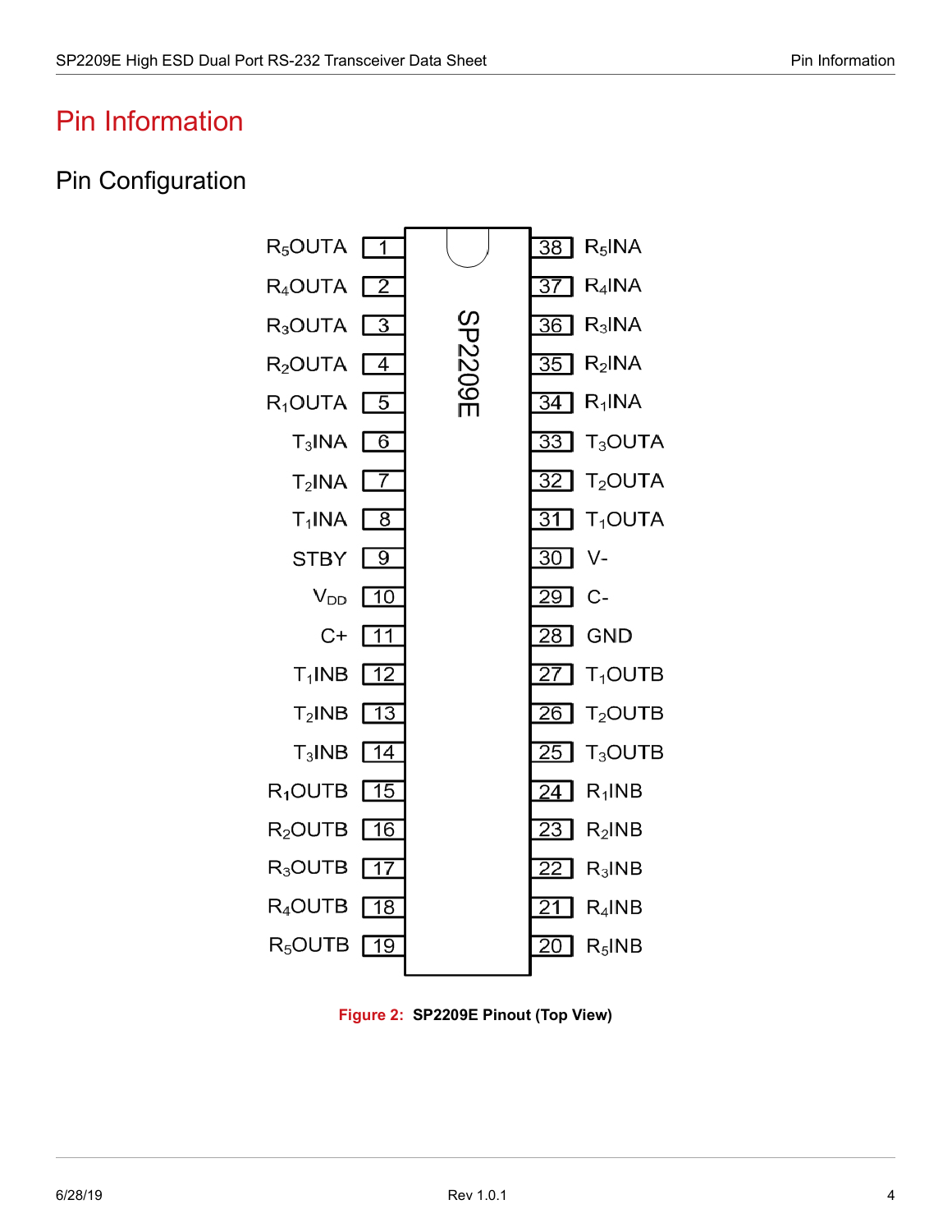# Pin Information

## Pin Configuration

| Pin Name | Pin | Pin | Pin Name |
|---|---|---|---|
| $R_5$OUTA | 1 | 38 | $R_5$INA |
| $R_4$OUTA | 2 | 37 | $R_4$INA |
| $R_3$OUTA | 3 | 36 | $R_3$INA |
| $R_2$OUTA | 4 | 35 | $R_2$INA |
| $R_1$OUTA | 5 | 34 | $R_1$INA |
| $T_3$INA | 6 | 33 | $T_3$OUTA |
| $T_2$INA | 7 | 32 | $T_2$OUTA |
| $T_1$INA | 8 | 31 | $T_1$OUTA |
| STBY | 9 | 30 | V- |
| $V_{DD}$ | 10 | 29 | C- |
| C+ | 11 | 28 | GND |
| $T_1$INB | 12 | 27 | $T_1$OUTB |
| $T_2$INB | 13 | 26 | $T_2$OUTB |
| $T_3$INB | 14 | 25 | $T_3$OUTB |
| $R_1$OUTB | 15 | 24 | $R_1$INB |
| $R_2$OUTB | 16 | 23 | $R_2$INB |
| $R_3$OUTB | 17 | 22 | $R_3$INB |
| $R_4$OUTB | 18 | 21 | $R_4$INB |
| $R_5$OUTB | 19 | 20 | $R_5$INB |

SP2209E

**Figure 2: SP2209E Pinout (Top View)**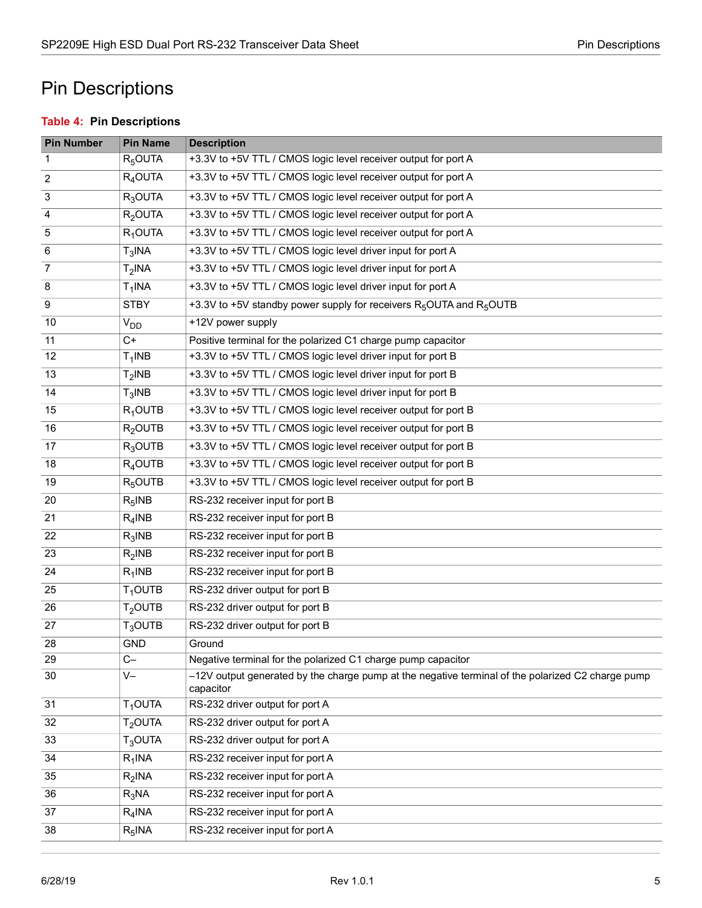# Pin Descriptions

**Table 4: Pin Descriptions**

| Pin Number | Pin Name | Description |
|---|---|---|
| 1 | $R_5$OUTA | +3.3V to +5V TTL / CMOS logic level receiver output for port A |
| 2 | $R_4$OUTA | +3.3V to +5V TTL / CMOS logic level receiver output for port A |
| 3 | $R_3$OUTA | +3.3V to +5V TTL / CMOS logic level receiver output for port A |
| 4 | $R_2$OUTA | +3.3V to +5V TTL / CMOS logic level receiver output for port A |
| 5 | $R_1$OUTA | +3.3V to +5V TTL / CMOS logic level receiver output for port A |
| 6 | $T_3$INA | +3.3V to +5V TTL / CMOS logic level driver input for port A |
| 7 | $T_2$INA | +3.3V to +5V TTL / CMOS logic level driver input for port A |
| 8 | $T_1$INA | +3.3V to +5V TTL / CMOS logic level driver input for port A |
| 9 | STBY | +3.3V to +5V standby power supply for receivers $R_5$OUTA and $R_5$OUTB |
| 10 | $V_{DD}$ | +12V power supply |
| 11 | C+ | Positive terminal for the polarized C1 charge pump capacitor |
| 12 | $T_1$INB | +3.3V to +5V TTL / CMOS logic level driver input for port B |
| 13 | $T_2$INB | +3.3V to +5V TTL / CMOS logic level driver input for port B |
| 14 | $T_3$INB | +3.3V to +5V TTL / CMOS logic level driver input for port B |
| 15 | $R_1$OUTB | +3.3V to +5V TTL / CMOS logic level receiver output for port B |
| 16 | $R_2$OUTB | +3.3V to +5V TTL / CMOS logic level receiver output for port B |
| 17 | $R_3$OUTB | +3.3V to +5V TTL / CMOS logic level receiver output for port B |
| 18 | $R_4$OUTB | +3.3V to +5V TTL / CMOS logic level receiver output for port B |
| 19 | $R_5$OUTB | +3.3V to +5V TTL / CMOS logic level receiver output for port B |
| 20 | $R_5$INB | RS-232 receiver input for port B |
| 21 | $R_4$INB | RS-232 receiver input for port B |
| 22 | $R_3$INB | RS-232 receiver input for port B |
| 23 | $R_2$INB | RS-232 receiver input for port B |
| 24 | $R_1$INB | RS-232 receiver input for port B |
| 25 | $T_1$OUTB | RS-232 driver output for port B |
| 26 | $T_2$OUTB | RS-232 driver output for port B |
| 27 | $T_3$OUTB | RS-232 driver output for port B |
| 28 | GND | Ground |
| 29 | C– | Negative terminal for the polarized C1 charge pump capacitor |
| 30 | V– | –12V output generated by the charge pump at the negative terminal of the polarized C2 charge pump capacitor |
| 31 | $T_1$OUTA | RS-232 driver output for port A |
| 32 | $T_2$OUTA | RS-232 driver output for port A |
| 33 | $T_3$OUTA | RS-232 driver output for port A |
| 34 | $R_1$INA | RS-232 receiver input for port A |
| 35 | $R_2$INA | RS-232 receiver input for port A |
| 36 | $R_3$NA | RS-232 receiver input for port A |
| 37 | $R_4$INA | RS-232 receiver input for port A |
| 38 | $R_5$INA | RS-232 receiver input for port A |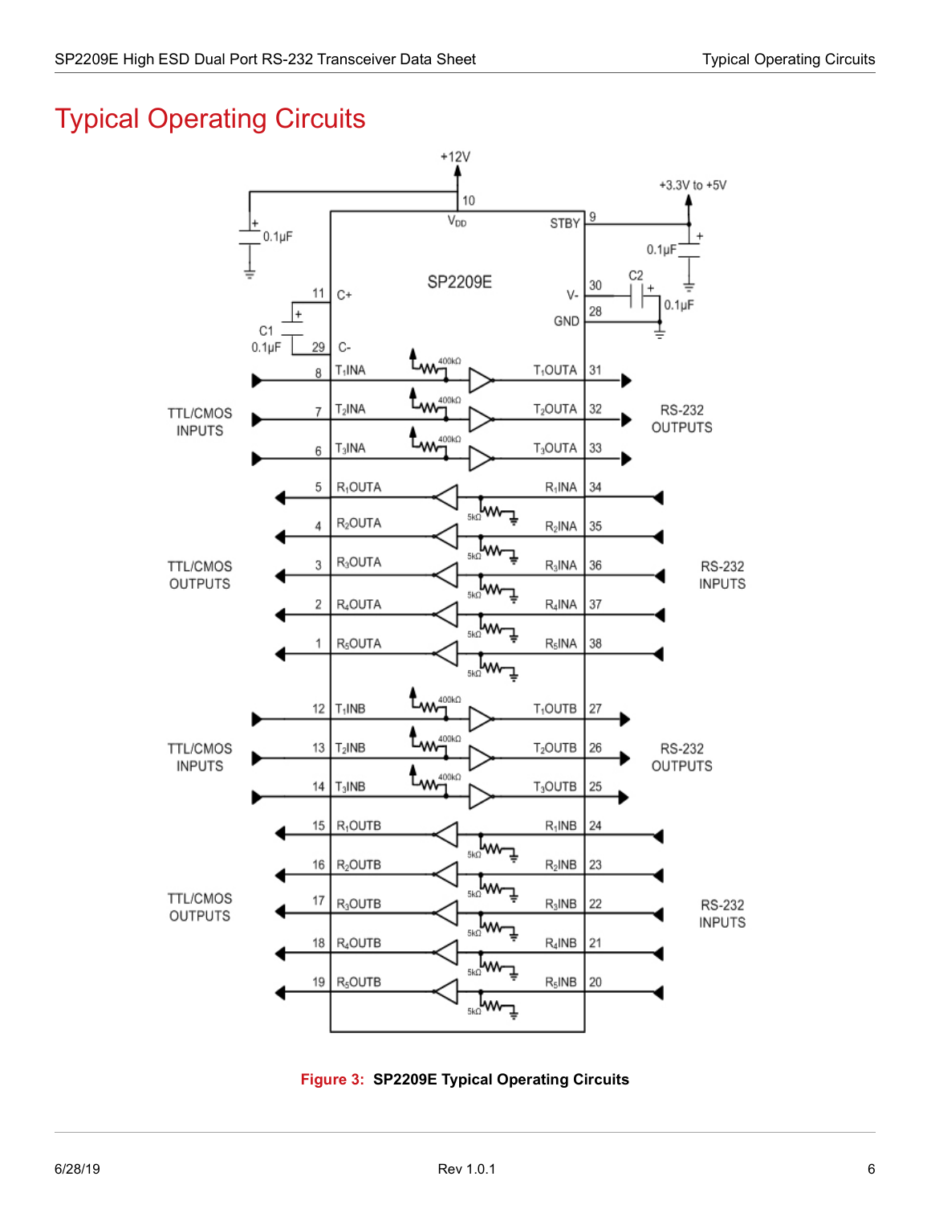# Typical Operating Circuits

**Figure 3: SP2209E Typical Operating Circuits**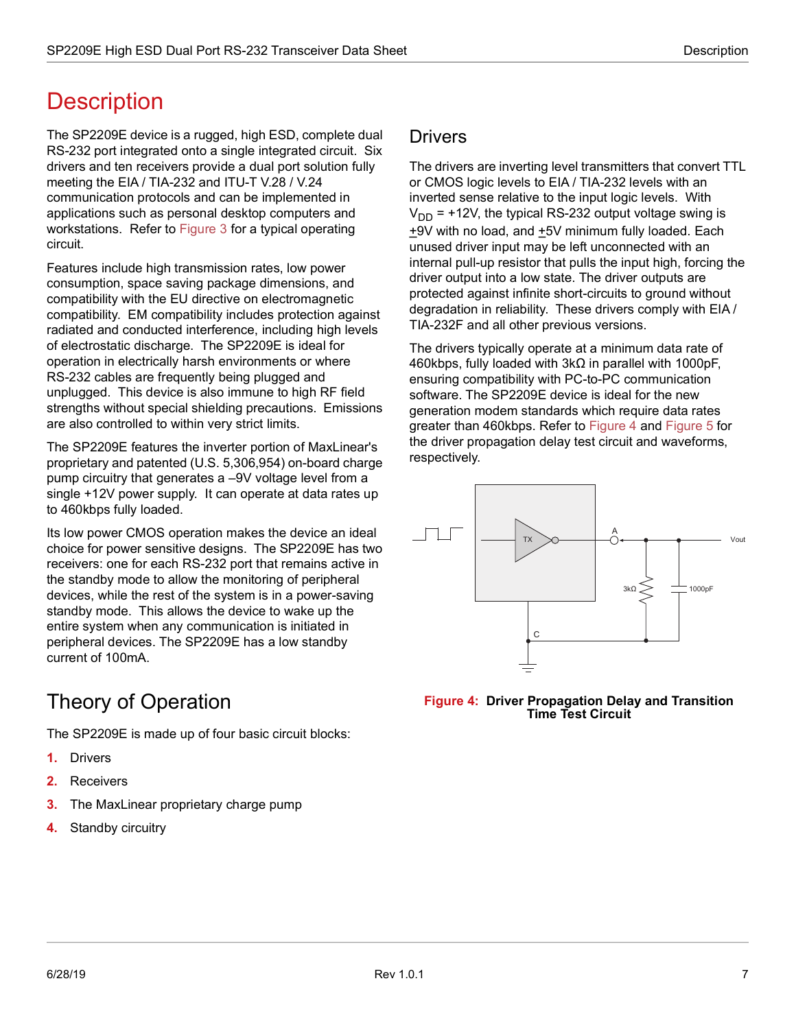# Description

The SP2209E device is a rugged, high ESD, complete dual RS-232 port integrated onto a single integrated circuit. Six drivers and ten receivers provide a dual port solution fully meeting the EIA / TIA-232 and ITU-T V.28 / V.24 communication protocols and can be implemented in applications such as personal desktop computers and workstations. Refer to Figure 3 for a typical operating circuit.

Features include high transmission rates, low power consumption, space saving package dimensions, and compatibility with the EU directive on electromagnetic compatibility. EM compatibility includes protection against radiated and conducted interference, including high levels of electrostatic discharge. The SP2209E is ideal for operation in electrically harsh environments or where RS-232 cables are frequently being plugged and unplugged. This device is also immune to high RF field strengths without special shielding precautions. Emissions are also controlled to within very strict limits.

The SP2209E features the inverter portion of MaxLinear's proprietary and patented (U.S. 5,306,954) on-board charge pump circuitry that generates a –9V voltage level from a single +12V power supply. It can operate at data rates up to 460kbps fully loaded.

Its low power CMOS operation makes the device an ideal choice for power sensitive designs. The SP2209E has two receivers: one for each RS-232 port that remains active in the standby mode to allow the monitoring of peripheral devices, while the rest of the system is in a power-saving standby mode. This allows the device to wake up the entire system when any communication is initiated in peripheral devices. The SP2209E has a low standby current of 100mA.

## Theory of Operation

The SP2209E is made up of four basic circuit blocks:

1. Drivers
2. Receivers
3. The MaxLinear proprietary charge pump
4. Standby circuitry

## Drivers

The drivers are inverting level transmitters that convert TTL or CMOS logic levels to EIA / TIA-232 levels with an inverted sense relative to the input logic levels. With $V_{DD}$ = +12V, the typical RS-232 output voltage swing is ±9V with no load, and ±5V minimum fully loaded. Each unused driver input may be left unconnected with an internal pull-up resistor that pulls the input high, forcing the driver output into a low state. The driver outputs are protected against infinite short-circuits to ground without degradation in reliability. These drivers comply with EIA / TIA-232F and all other previous versions.

The drivers typically operate at a minimum data rate of 460kbps, fully loaded with 3kΩ in parallel with 1000pF, ensuring compatibility with PC-to-PC communication software. The SP2209E device is ideal for the new generation modem standards which require data rates greater than 460kbps. Refer to Figure 4 and Figure 5 for the driver propagation delay test circuit and waveforms, respectively.

**Figure 4: Driver Propagation Delay and Transition Time Test Circuit**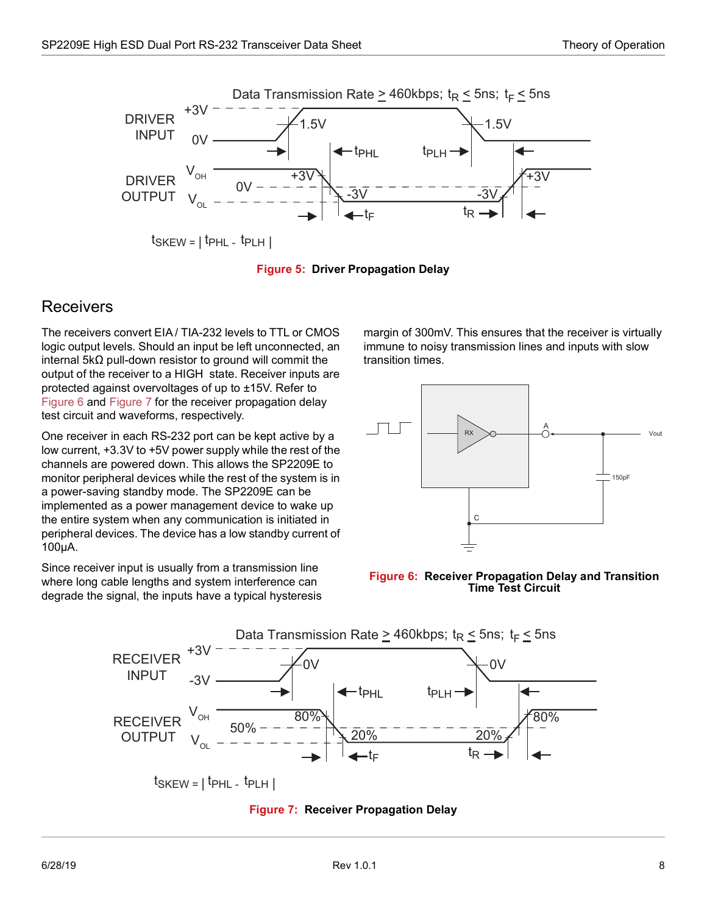Data Transmission Rate ≥ 460kbps; $t_R \leq 5ns$; $t_F \leq 5ns$

$t_{SKEW} = | t_{PHL} - t_{PLH} |$

**Figure 5: Driver Propagation Delay**

## Receivers

The receivers convert EIA / TIA-232 levels to TTL or CMOS logic output levels. Should an input be left unconnected, an internal 5kΩ pull-down resistor to ground will commit the output of the receiver to a HIGH state. Receiver inputs are protected against overvoltages of up to ±15V. Refer to Figure 6 and Figure 7 for the receiver propagation delay test circuit and waveforms, respectively.

One receiver in each RS-232 port can be kept active by a low current, +3.3V to +5V power supply while the rest of the channels are powered down. This allows the SP2209E to monitor peripheral devices while the rest of the system is in a power-saving standby mode. The SP2209E can be implemented as a power management device to wake up the entire system when any communication is initiated in peripheral devices. The device has a low standby current of 100µA.

Since receiver input is usually from a transmission line where long cable lengths and system interference can degrade the signal, the inputs have a typical hysteresis margin of 300mV. This ensures that the receiver is virtually immune to noisy transmission lines and inputs with slow transition times.

**Figure 6: Receiver Propagation Delay and Transition Time Test Circuit**

Data Transmission Rate ≥ 460kbps; $t_R \leq 5ns$; $t_F \leq 5ns$

$t_{SKEW} = | t_{PHL} - t_{PLH} |$

**Figure 7: Receiver Propagation Delay**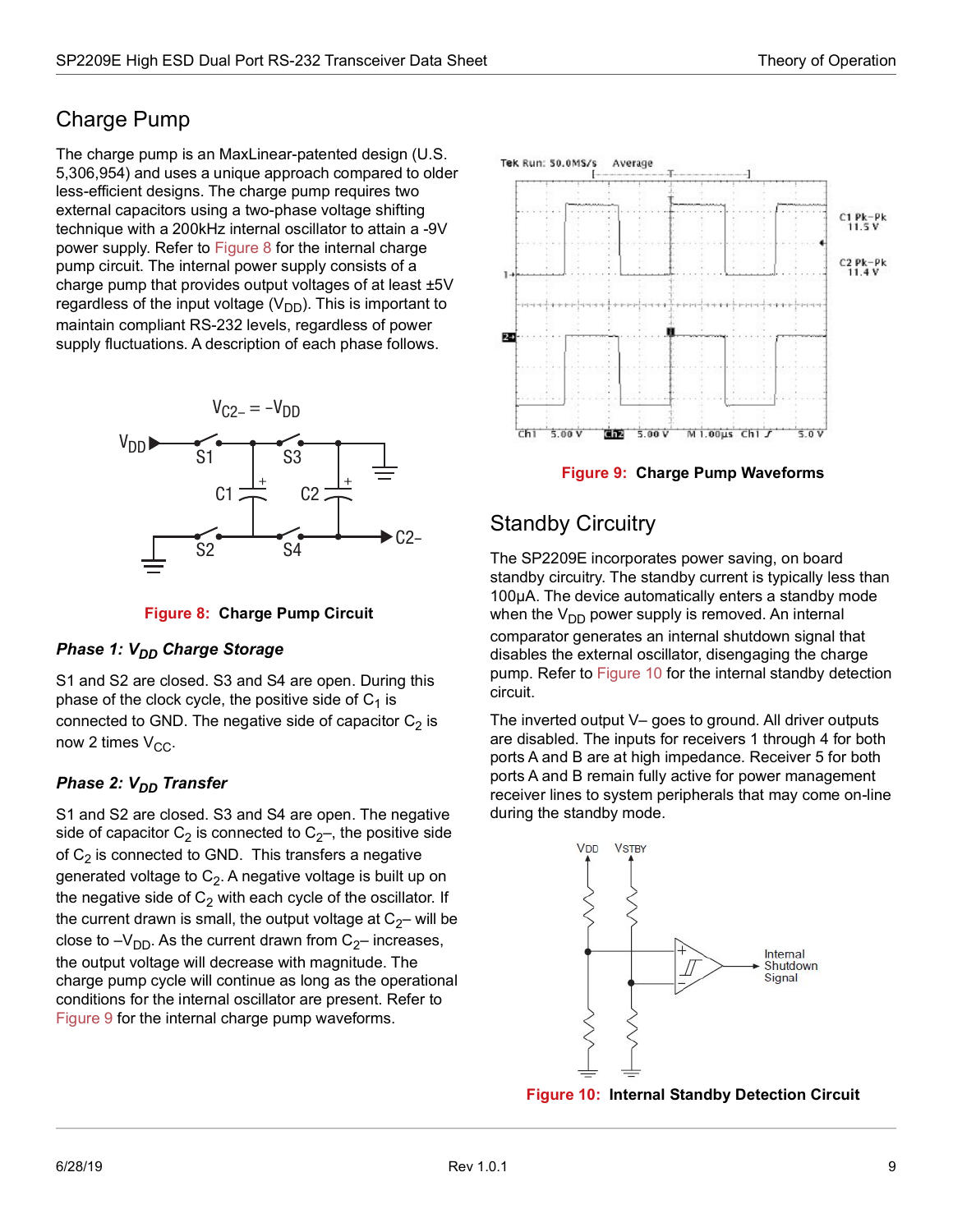## Charge Pump

The charge pump is an MaxLinear-patented design (U.S. 5,306,954) and uses a unique approach compared to older less-efficient designs. The charge pump requires two external capacitors using a two-phase voltage shifting technique with a 200kHz internal oscillator to attain a -9V power supply. Refer to Figure 8 for the internal charge pump circuit. The internal power supply consists of a charge pump that provides output voltages of at least ±5V regardless of the input voltage ($V_{DD}$). This is important to maintain compliant RS-232 levels, regardless of power supply fluctuations. A description of each phase follows.

**Figure 8: Charge Pump Circuit**

### *Phase 1: $V_{DD}$ Charge Storage*

S1 and S2 are closed. S3 and S4 are open. During this phase of the clock cycle, the positive side of $C_1$ is connected to GND. The negative side of capacitor $C_2$ is now 2 times $V_{CC}$.

### *Phase 2: $V_{DD}$ Transfer*

S1 and S2 are closed. S3 and S4 are open. The negative side of capacitor $C_2$ is connected to $C_2$–, the positive side of $C_2$ is connected to GND. This transfers a negative generated voltage to $C_2$. A negative voltage is built up on the negative side of $C_2$ with each cycle of the oscillator. If the current drawn is small, the output voltage at $C_2$– will be close to $-V_{DD}$. As the current drawn from $C_2$– increases, the output voltage will decrease with magnitude. The charge pump cycle will continue as long as the operational conditions for the internal oscillator are present. Refer to Figure 9 for the internal charge pump waveforms.

**Figure 9: Charge Pump Waveforms**

## Standby Circuitry

The SP2209E incorporates power saving, on board standby circuitry. The standby current is typically less than 100µA. The device automatically enters a standby mode when the $V_{DD}$ power supply is removed. An internal comparator generates an internal shutdown signal that disables the external oscillator, disengaging the charge pump. Refer to Figure 10 for the internal standby detection circuit.

The inverted output V– goes to ground. All driver outputs are disabled. The inputs for receivers 1 through 4 for both ports A and B are at high impedance. Receiver 5 for both ports A and B remain fully active for power management receiver lines to system peripherals that may come on-line during the standby mode.

**Figure 10: Internal Standby Detection Circuit**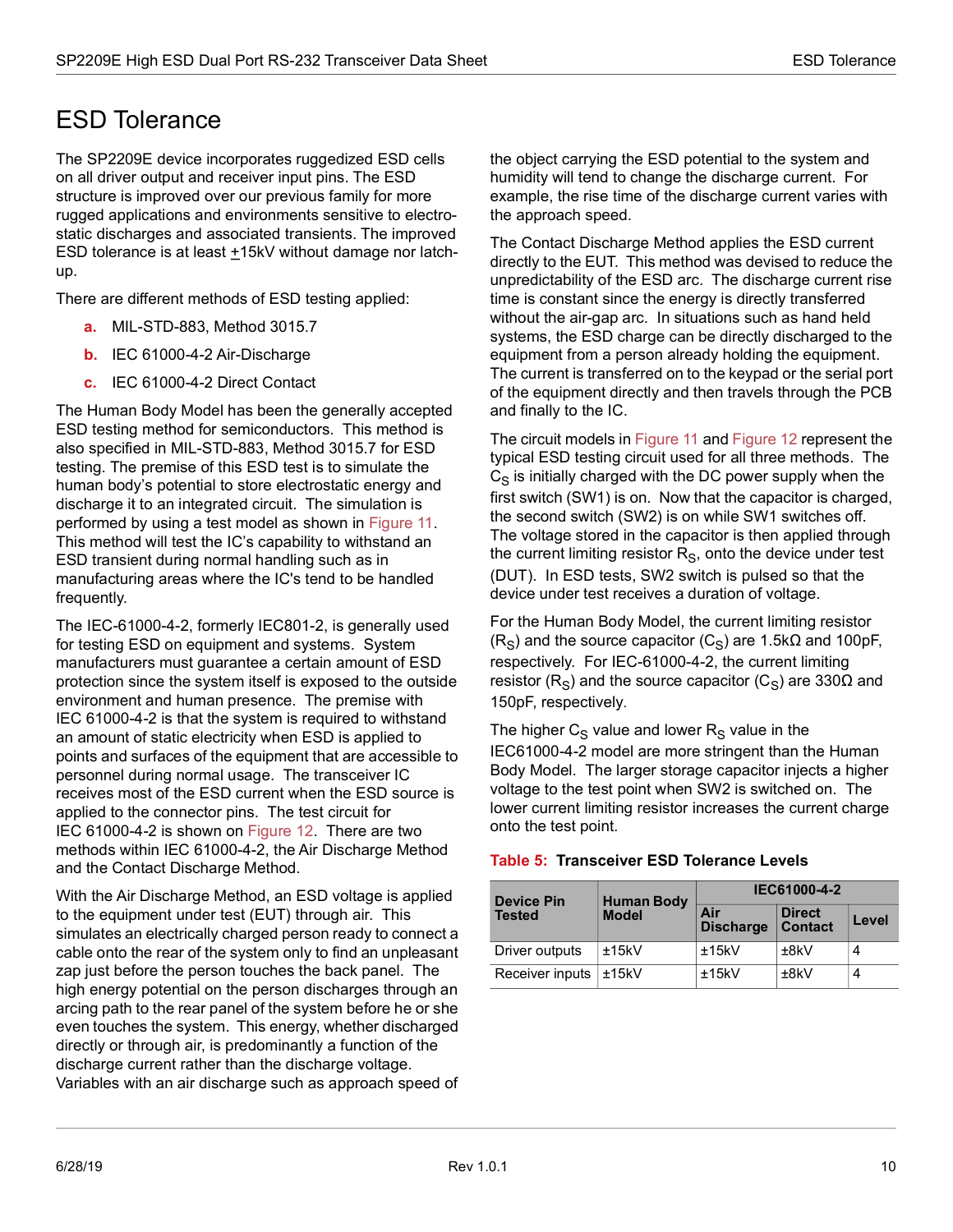# ESD Tolerance

The SP2209E device incorporates ruggedized ESD cells on all driver output and receiver input pins. The ESD structure is improved over our previous family for more rugged applications and environments sensitive to electro-static discharges and associated transients. The improved ESD tolerance is at least ±15kV without damage nor latch-up.

There are different methods of ESD testing applied:

a. MIL-STD-883, Method 3015.7
b. IEC 61000-4-2 Air-Discharge
c. IEC 61000-4-2 Direct Contact

The Human Body Model has been the generally accepted ESD testing method for semiconductors. This method is also specified in MIL-STD-883, Method 3015.7 for ESD testing. The premise of this ESD test is to simulate the human body's potential to store electrostatic energy and discharge it to an integrated circuit. The simulation is performed by using a test model as shown in Figure 11. This method will test the IC's capability to withstand an ESD transient during normal handling such as in manufacturing areas where the IC's tend to be handled frequently.

The IEC-61000-4-2, formerly IEC801-2, is generally used for testing ESD on equipment and systems. System manufacturers must guarantee a certain amount of ESD protection since the system itself is exposed to the outside environment and human presence. The premise with IEC 61000-4-2 is that the system is required to withstand an amount of static electricity when ESD is applied to points and surfaces of the equipment that are accessible to personnel during normal usage. The transceiver IC receives most of the ESD current when the ESD source is applied to the connector pins. The test circuit for IEC 61000-4-2 is shown on Figure 12. There are two methods within IEC 61000-4-2, the Air Discharge Method and the Contact Discharge Method.

With the Air Discharge Method, an ESD voltage is applied to the equipment under test (EUT) through air. This simulates an electrically charged person ready to connect a cable onto the rear of the system only to find an unpleasant zap just before the person touches the back panel. The high energy potential on the person discharges through an arcing path to the rear panel of the system before he or she even touches the system. This energy, whether discharged directly or through air, is predominantly a function of the discharge current rather than the discharge voltage. Variables with an air discharge such as approach speed of the object carrying the ESD potential to the system and humidity will tend to change the discharge current. For example, the rise time of the discharge current varies with the approach speed.

The Contact Discharge Method applies the ESD current directly to the EUT. This method was devised to reduce the unpredictability of the ESD arc. The discharge current rise time is constant since the energy is directly transferred without the air-gap arc. In situations such as hand held systems, the ESD charge can be directly discharged to the equipment from a person already holding the equipment. The current is transferred on to the keypad or the serial port of the equipment directly and then travels through the PCB and finally to the IC.

The circuit models in Figure 11 and Figure 12 represent the typical ESD testing circuit used for all three methods. The $C_S$ is initially charged with the DC power supply when the first switch (SW1) is on. Now that the capacitor is charged, the second switch (SW2) is on while SW1 switches off. The voltage stored in the capacitor is then applied through the current limiting resistor $R_S$, onto the device under test (DUT). In ESD tests, SW2 switch is pulsed so that the device under test receives a duration of voltage.

For the Human Body Model, the current limiting resistor ($R_S$) and the source capacitor ($C_S$) are 1.5kΩ and 100pF, respectively. For IEC-61000-4-2, the current limiting resistor ($R_S$) and the source capacitor ($C_S$) are 330Ω and 150pF, respectively.

The higher $C_S$ value and lower $R_S$ value in the IEC61000-4-2 model are more stringent than the Human Body Model. The larger storage capacitor injects a higher voltage to the test point when SW2 is switched on. The lower current limiting resistor increases the current charge onto the test point.

**Table 5: Transceiver ESD Tolerance Levels**

| Device Pin Tested | Human Body Model | IEC61000-4-2 | | |
|---|---|---|---|---|
| | | Air Discharge | Direct Contact | Level |
| Driver outputs | ±15kV | ±15kV | ±8kV | 4 |
| Receiver inputs | ±15kV | ±15kV | ±8kV | 4 |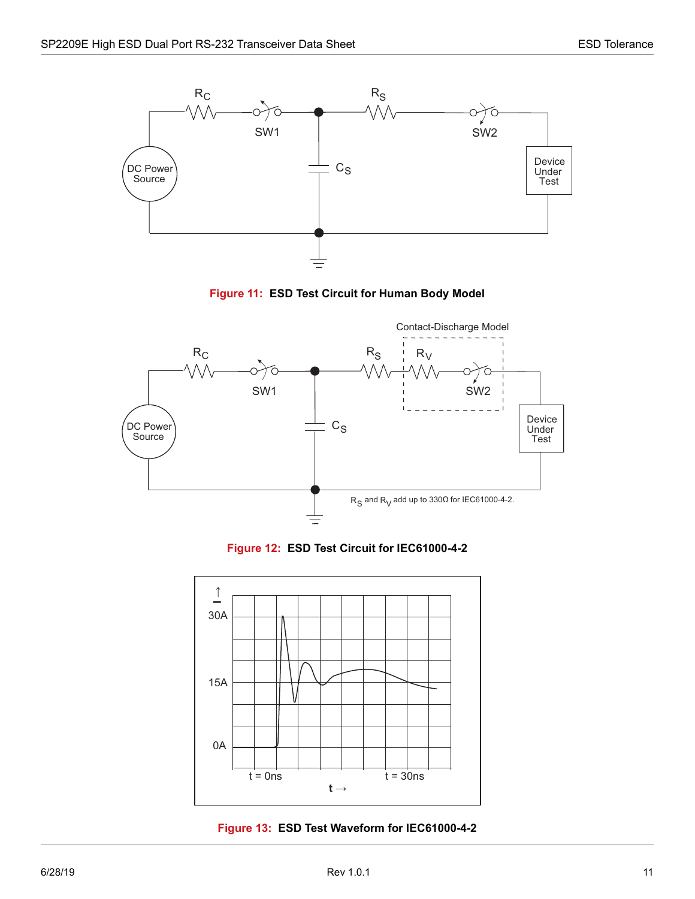Figure 11: ESD Test Circuit for Human Body Model

$R_S$ and $R_V$ add up to 330Ω for IEC61000-4-2.

Figure 12: ESD Test Circuit for IEC61000-4-2

Figure 13: ESD Test Waveform for IEC61000-4-2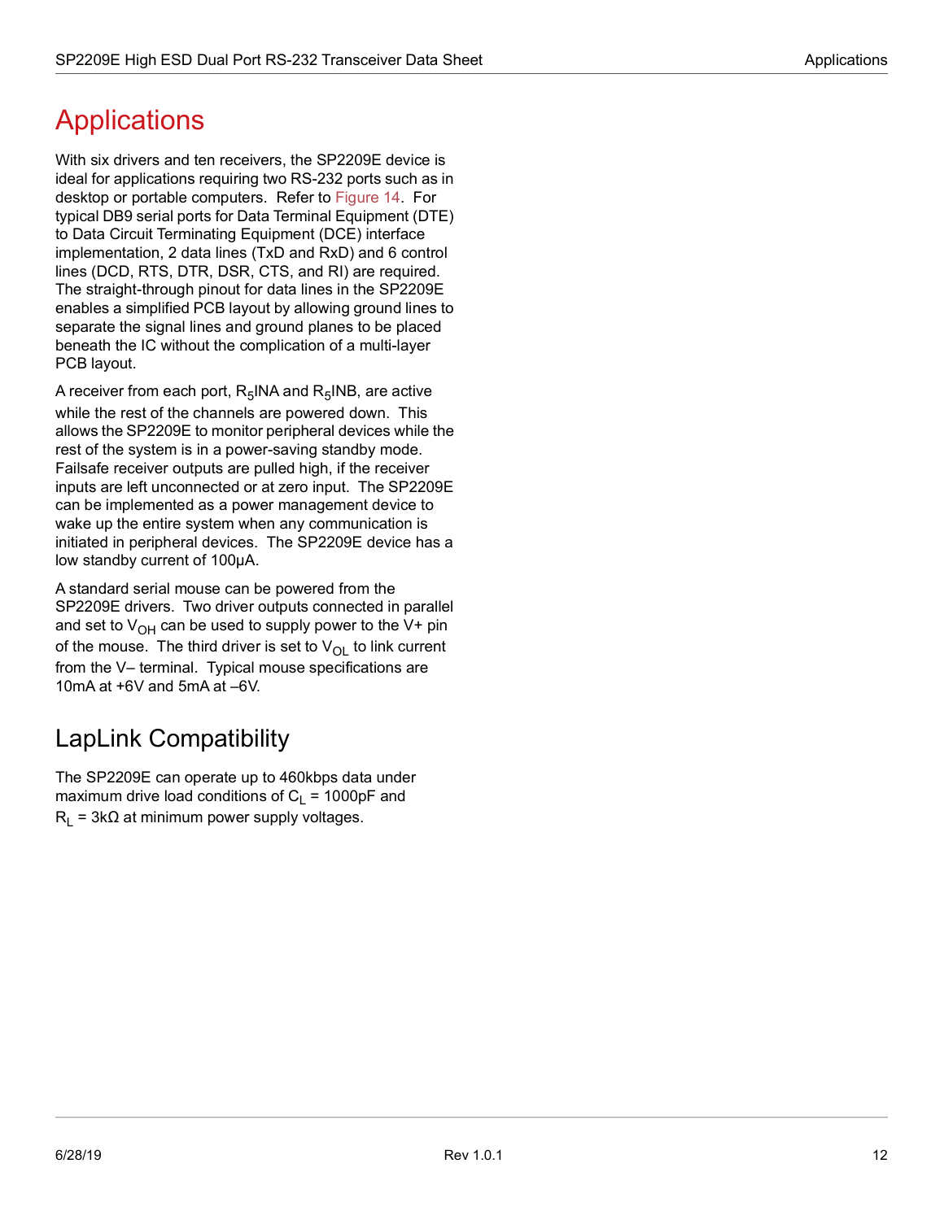# Applications

With six drivers and ten receivers, the SP2209E device is ideal for applications requiring two RS-232 ports such as in desktop or portable computers. Refer to Figure 14. For typical DB9 serial ports for Data Terminal Equipment (DTE) to Data Circuit Terminating Equipment (DCE) interface implementation, 2 data lines (TxD and RxD) and 6 control lines (DCD, RTS, DTR, DSR, CTS, and RI) are required. The straight-through pinout for data lines in the SP2209E enables a simplified PCB layout by allowing ground lines to separate the signal lines and ground planes to be placed beneath the IC without the complication of a multi-layer PCB layout.

A receiver from each port, $R_5$INA and $R_5$INB, are active while the rest of the channels are powered down. This allows the SP2209E to monitor peripheral devices while the rest of the system is in a power-saving standby mode. Failsafe receiver outputs are pulled high, if the receiver inputs are left unconnected or at zero input. The SP2209E can be implemented as a power management device to wake up the entire system when any communication is initiated in peripheral devices. The SP2209E device has a low standby current of 100µA.

A standard serial mouse can be powered from the SP2209E drivers. Two driver outputs connected in parallel and set to $V_{OH}$ can be used to supply power to the V+ pin of the mouse. The third driver is set to $V_{OL}$ to link current from the V– terminal. Typical mouse specifications are 10mA at +6V and 5mA at –6V.

## LapLink Compatibility

The SP2209E can operate up to 460kbps data under maximum drive load conditions of $C_L$ = 1000pF and $R_L$ = 3kΩ at minimum power supply voltages.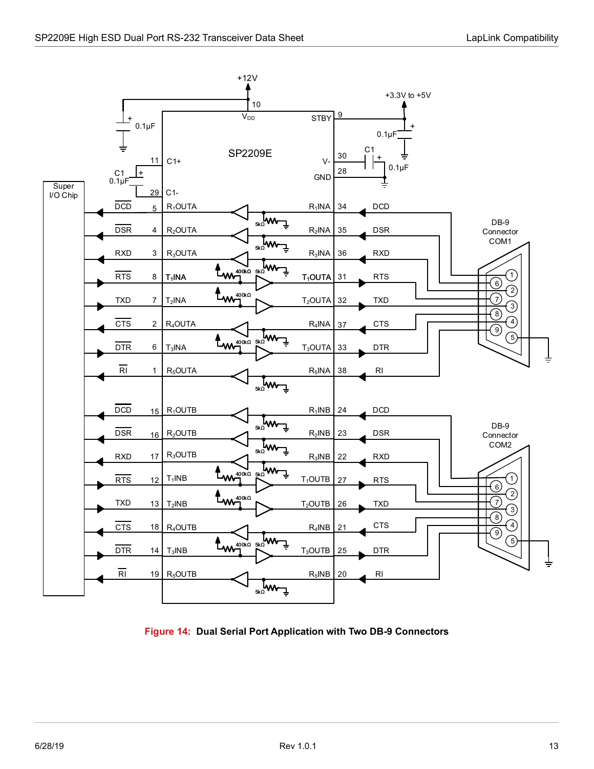**Figure 14: Dual Serial Port Application with Two DB-9 Connectors**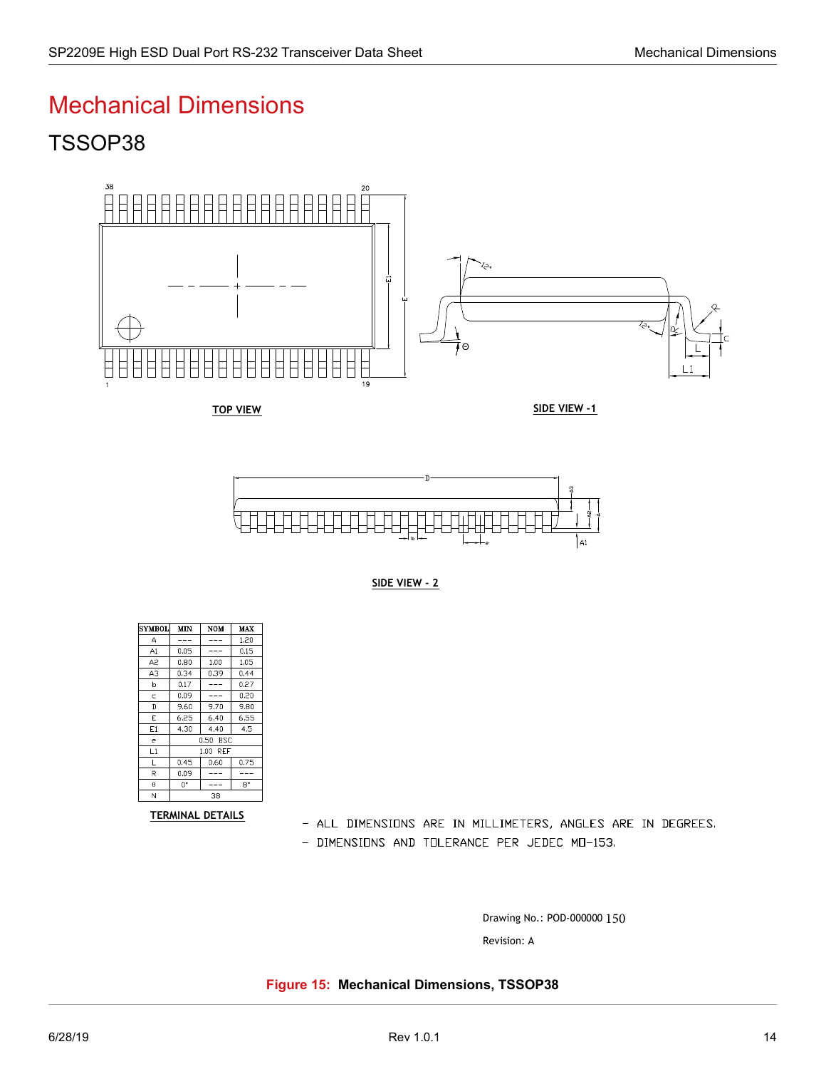# Mechanical Dimensions

## TSSOP38

TOP VIEW

SIDE VIEW -1

SIDE VIEW - 2

| SYMBOL | MIN | NOM | MAX |
|---|---|---|---|
| A | --- | --- | 1.20 |
| A1 | 0.05 | --- | 0.15 |
| A2 | 0.80 | 1.00 | 1.05 |
| A3 | 0.34 | 0.39 | 0.44 |
| b | 0.17 | --- | 0.27 |
| c | 0.09 | --- | 0.20 |
| D | 9.60 | 9.70 | 9.80 |
| E | 6.25 | 6.40 | 6.55 |
| E1 | 4.30 | 4.40 | 4.5 |
| e | 0.50 BSC | | |
| L1 | 1.00 REF | | |
| L | 0.45 | 0.60 | 0.75 |
| R | 0.09 | --- | --- |
| θ | 0° | --- | 8° |
| N | 38 | | |

TERMINAL DETAILS

- ALL DIMENSIONS ARE IN MILLIMETERS, ANGLES ARE IN DEGREES.
- DIMENSIONS AND TOLERANCE PER JEDEC MO-153.

Drawing No.: POD-000000 150

Revision: A

**Figure 15: Mechanical Dimensions, TSSOP38**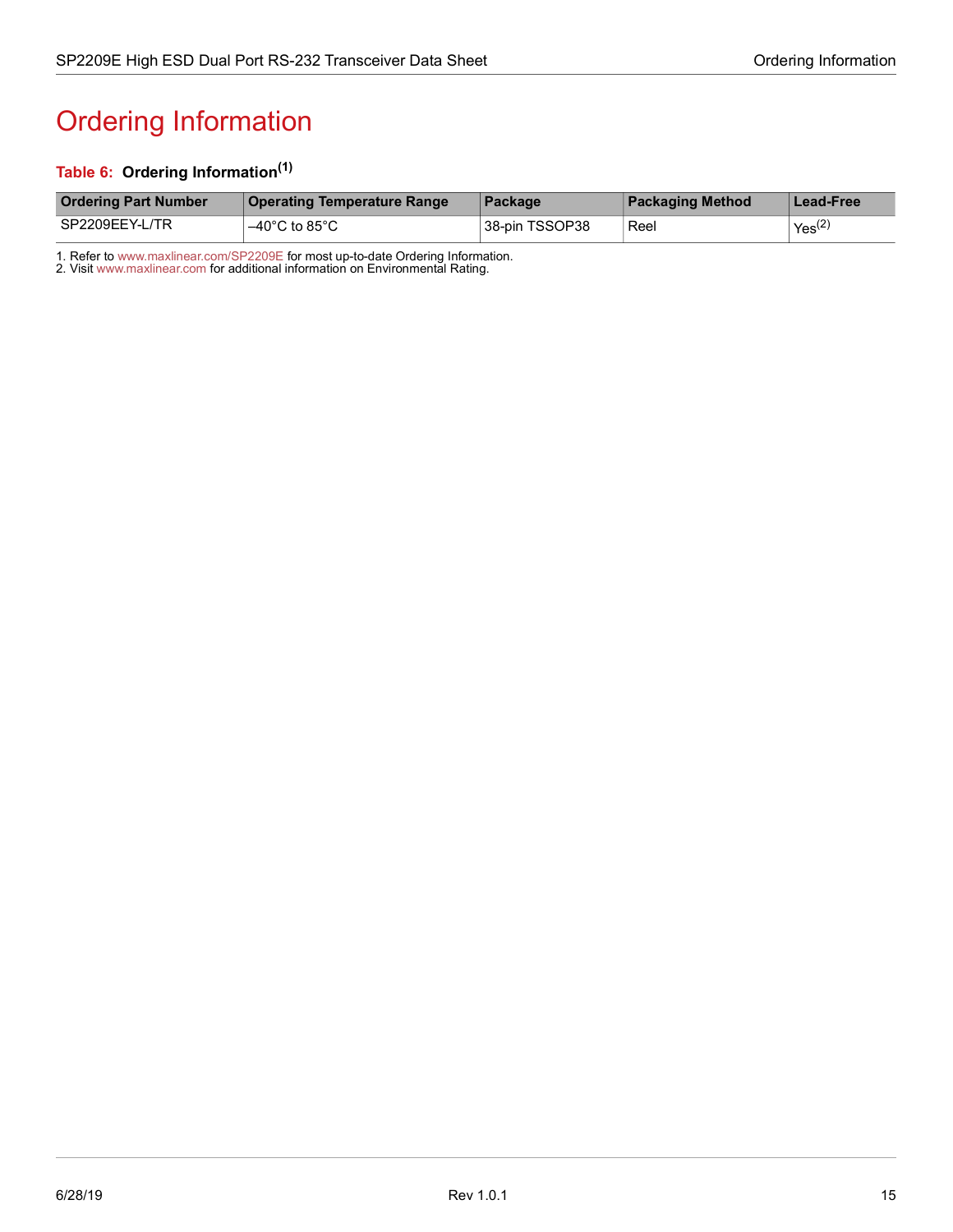# Ordering Information

**Table 6: Ordering Information[1]**

| Ordering Part Number | Operating Temperature Range | Package | Packaging Method | Lead-Free |
|---|---|---|---|---|
| SP2209EEY-L/TR | –40°C to 85°C | 38-pin TSSOP38 | Reel | Yes[2] |

1. Refer to www.maxlinear.com/SP2209E for most up-to-date Ordering Information.
2. Visit www.maxlinear.com for additional information on Environmental Rating.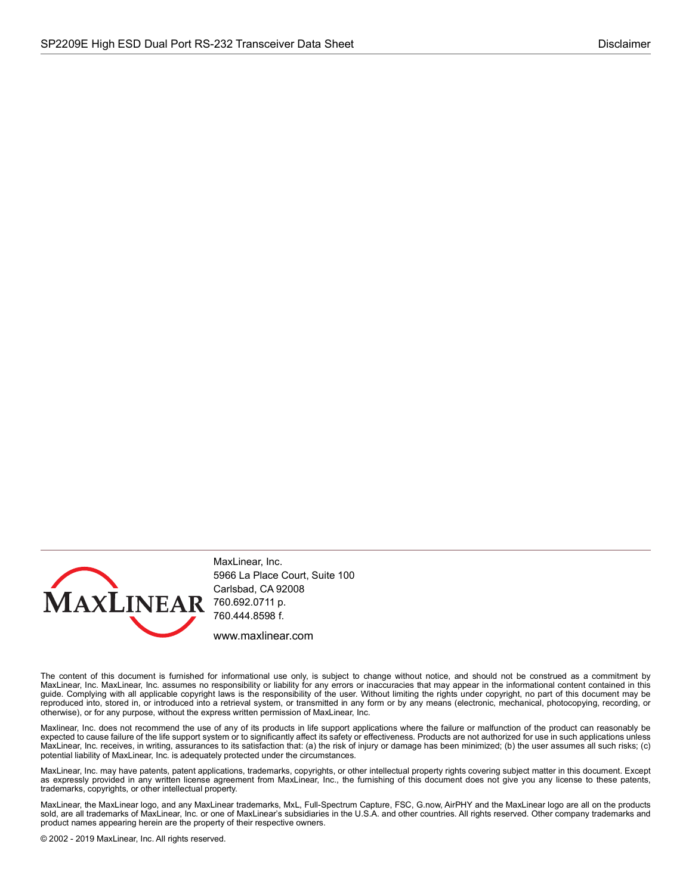MaxLinear, Inc.
5966 La Place Court, Suite 100
Carlsbad, CA 92008
760.692.0711 p.
760.444.8598 f.

www.maxlinear.com

The content of this document is furnished for informational use only, is subject to change without notice, and should not be construed as a commitment by MaxLinear, Inc. MaxLinear, Inc. assumes no responsibility or liability for any errors or inaccuracies that may appear in the informational content contained in this guide. Complying with all applicable copyright laws is the responsibility of the user. Without limiting the rights under copyright, no part of this document may be reproduced into, stored in, or introduced into a retrieval system, or transmitted in any form or by any means (electronic, mechanical, photocopying, recording, or otherwise), or for any purpose, without the express written permission of MaxLinear, Inc.

Maxlinear, Inc. does not recommend the use of any of its products in life support applications where the failure or malfunction of the product can reasonably be expected to cause failure of the life support system or to significantly affect its safety or effectiveness. Products are not authorized for use in such applications unless MaxLinear, Inc. receives, in writing, assurances to its satisfaction that: (a) the risk of injury or damage has been minimized; (b) the user assumes all such risks; (c) potential liability of MaxLinear, Inc. is adequately protected under the circumstances.

MaxLinear, Inc. may have patents, patent applications, trademarks, copyrights, or other intellectual property rights covering subject matter in this document. Except as expressly provided in any written license agreement from MaxLinear, Inc., the furnishing of this document does not give you any license to these patents, trademarks, copyrights, or other intellectual property.

MaxLinear, the MaxLinear logo, and any MaxLinear trademarks, MxL, Full-Spectrum Capture, FSC, G.now, AirPHY and the MaxLinear logo are all on the products sold, are all trademarks of MaxLinear, Inc. or one of MaxLinear's subsidiaries in the U.S.A. and other countries. All rights reserved. Other company trademarks and product names appearing herein are the property of their respective owners.

© 2002 - 2019 MaxLinear, Inc. All rights reserved.